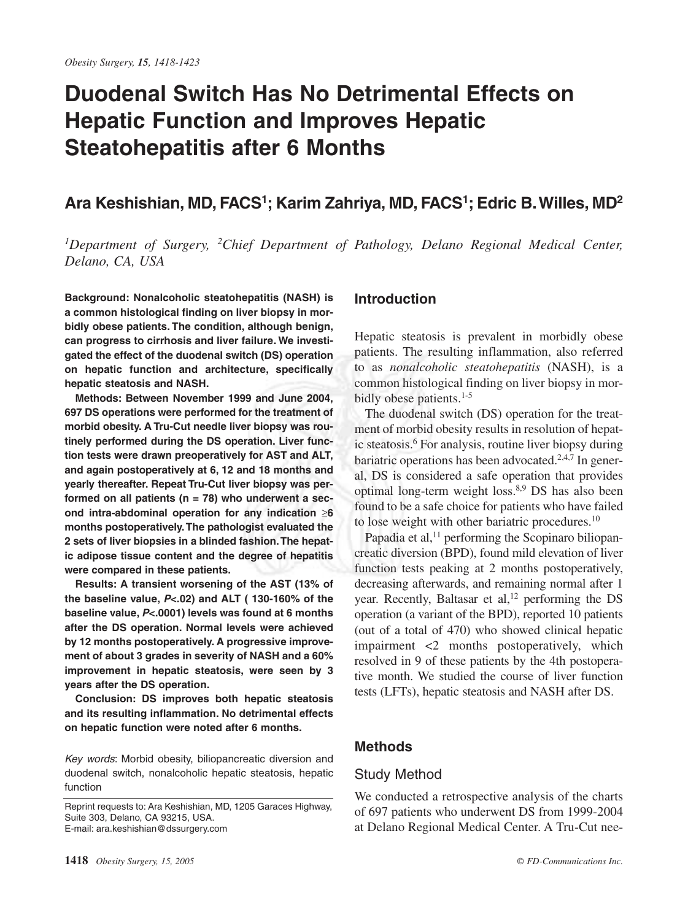# Duodenal Switch Has No Detrimental Effects on Hepatic Function and Improves Hepatic Steatohepatitis after 6 Months

## Ara Keshishian, MD, FACS[1]; Karim Zahriya, MD, FACS[1]; Edric B. Willes, MD[2]

*[1]Department of Surgery, [2]Chief Department of Pathology, Delano Regional Medical Center, Delano, CA, USA*

**Background: Nonalcoholic steatohepatitis (NASH) is a common histological finding on liver biopsy in morbidly obese patients. The condition, although benign, can progress to cirrhosis and liver failure. We investigated the effect of the duodenal switch (DS) operation on hepatic function and architecture, specifically hepatic steatosis and NASH.**

**Methods: Between November 1999 and June 2004, 697 DS operations were performed for the treatment of morbid obesity. A Tru-Cut needle liver biopsy was routinely performed during the DS operation. Liver function tests were drawn preoperatively for AST and ALT, and again postoperatively at 6, 12 and 18 months and yearly thereafter. Repeat Tru-Cut liver biopsy was performed on all patients (n = 78) who underwent a second intra-abdominal operation for any indication ≥6 months postoperatively. The pathologist evaluated the 2 sets of liver biopsies in a blinded fashion. The hepatic adipose tissue content and the degree of hepatitis were compared in these patients.**

**Results: A transient worsening of the AST (13% of the baseline value, *P*<.02) and ALT ( 130-160% of the baseline value, *P*<.0001) levels was found at 6 months after the DS operation. Normal levels were achieved by 12 months postoperatively. A progressive improvement of about 3 grades in severity of NASH and a 60% improvement in hepatic steatosis, were seen by 3 years after the DS operation.**

**Conclusion: DS improves both hepatic steatosis and its resulting inflammation. No detrimental effects on hepatic function were noted after 6 months.**

*Key words*: Morbid obesity, biliopancreatic diversion and duodenal switch, nonalcoholic hepatic steatosis, hepatic function

Reprint requests to: Ara Keshishian, MD, 1205 Garaces Highway, Suite 303, Delano, CA 93215, USA.
E-mail: ara.keshishian@dssurgery.com

## Introduction

Hepatic steatosis is prevalent in morbidly obese patients. The resulting inflammation, also referred to as *nonalcoholic steatohepatitis* (NASH), is a common histological finding on liver biopsy in morbidly obese patients.[1-5]

The duodenal switch (DS) operation for the treatment of morbid obesity results in resolution of hepatic steatosis.[6] For analysis, routine liver biopsy during bariatric operations has been advocated.[2,4,7] In general, DS is considered a safe operation that provides optimal long-term weight loss.[8,9] DS has also been found to be a safe choice for patients who have failed to lose weight with other bariatric procedures.[10]

Papadia et al,[11] performing the Scopinaro biliopancreatic diversion (BPD), found mild elevation of liver function tests peaking at 2 months postoperatively, decreasing afterwards, and remaining normal after 1 year. Recently, Baltasar et al,[12] performing the DS operation (a variant of the BPD), reported 10 patients (out of a total of 470) who showed clinical hepatic impairment <2 months postoperatively, which resolved in 9 of these patients by the 4th postoperative month. We studied the course of liver function tests (LFTs), hepatic steatosis and NASH after DS.

## Methods

### Study Method

We conducted a retrospective analysis of the charts of 697 patients who underwent DS from 1999-2004 at Delano Regional Medical Center. A Tru-Cut nee-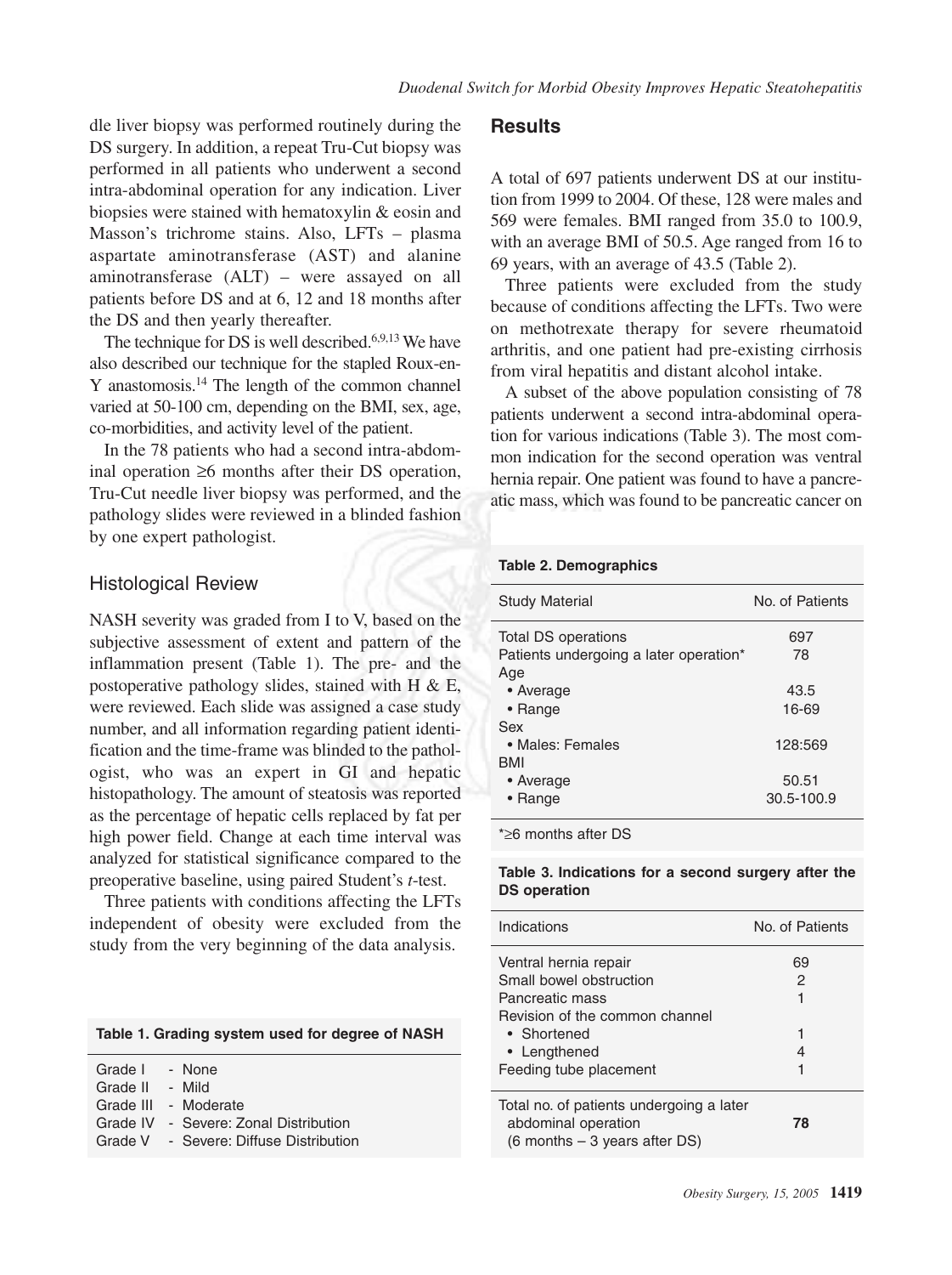dle liver biopsy was performed routinely during the DS surgery. In addition, a repeat Tru-Cut biopsy was performed in all patients who underwent a second intra-abdominal operation for any indication. Liver biopsies were stained with hematoxylin & eosin and Masson's trichrome stains. Also, LFTs – plasma aspartate aminotransferase (AST) and alanine aminotransferase (ALT) – were assayed on all patients before DS and at 6, 12 and 18 months after the DS and then yearly thereafter.

The technique for DS is well described.[6,9,13] We have also described our technique for the stapled Roux-en-Y anastomosis.[14] The length of the common channel varied at 50-100 cm, depending on the BMI, sex, age, co-morbidities, and activity level of the patient.

In the 78 patients who had a second intra-abdominal operation ≥6 months after their DS operation, Tru-Cut needle liver biopsy was performed, and the pathology slides were reviewed in a blinded fashion by one expert pathologist.

### Histological Review

NASH severity was graded from I to V, based on the subjective assessment of extent and pattern of the inflammation present (Table 1). The pre- and the postoperative pathology slides, stained with H & E, were reviewed. Each slide was assigned a case study number, and all information regarding patient identification and the time-frame was blinded to the pathologist, who was an expert in GI and hepatic histopathology. The amount of steatosis was reported as the percentage of hepatic cells replaced by fat per high power field. Change at each time interval was analyzed for statistical significance compared to the preoperative baseline, using paired Student's *t*-test.

Three patients with conditions affecting the LFTs independent of obesity were excluded from the study from the very beginning of the data analysis.

**Table 1. Grading system used for degree of NASH**

| Grade | Degree |
|---|---|
| Grade I | - None |
| Grade II | - Mild |
| Grade III | - Moderate |
| Grade IV | - Severe: Zonal Distribution |
| Grade V | - Severe: Diffuse Distribution |

## Results

A total of 697 patients underwent DS at our institution from 1999 to 2004. Of these, 128 were males and 569 were females. BMI ranged from 35.0 to 100.9, with an average BMI of 50.5. Age ranged from 16 to 69 years, with an average of 43.5 (Table 2).

Three patients were excluded from the study because of conditions affecting the LFTs. Two were on methotrexate therapy for severe rheumatoid arthritis, and one patient had pre-existing cirrhosis from viral hepatitis and distant alcohol intake.

A subset of the above population consisting of 78 patients underwent a second intra-abdominal operation for various indications (Table 3). The most common indication for the second operation was ventral hernia repair. One patient was found to have a pancreatic mass, which was found to be pancreatic cancer on

**Table 2. Demographics**

| Study Material | No. of Patients |
|---|---|
| Total DS operations | 697 |
| Patients undergoing a later operation* | 78 |
| Age | |
| • Average | 43.5 |
| • Range | 16-69 |
| Sex | |
| • Males: Females | 128:569 |
| BMI | |
| • Average | 50.51 |
| • Range | 30.5-100.9 |

*≥6 months after DS

**Table 3. Indications for a second surgery after the DS operation**

| Indications | No. of Patients |
|---|---|
| Ventral hernia repair | 69 |
| Small bowel obstruction | 2 |
| Pancreatic mass | 1 |
| Revision of the common channel | |
| • Shortened | 1 |
| • Lengthened | 4 |
| Feeding tube placement | 1 |
| Total no. of patients undergoing a later abdominal operation (6 months – 3 years after DS) | **78** |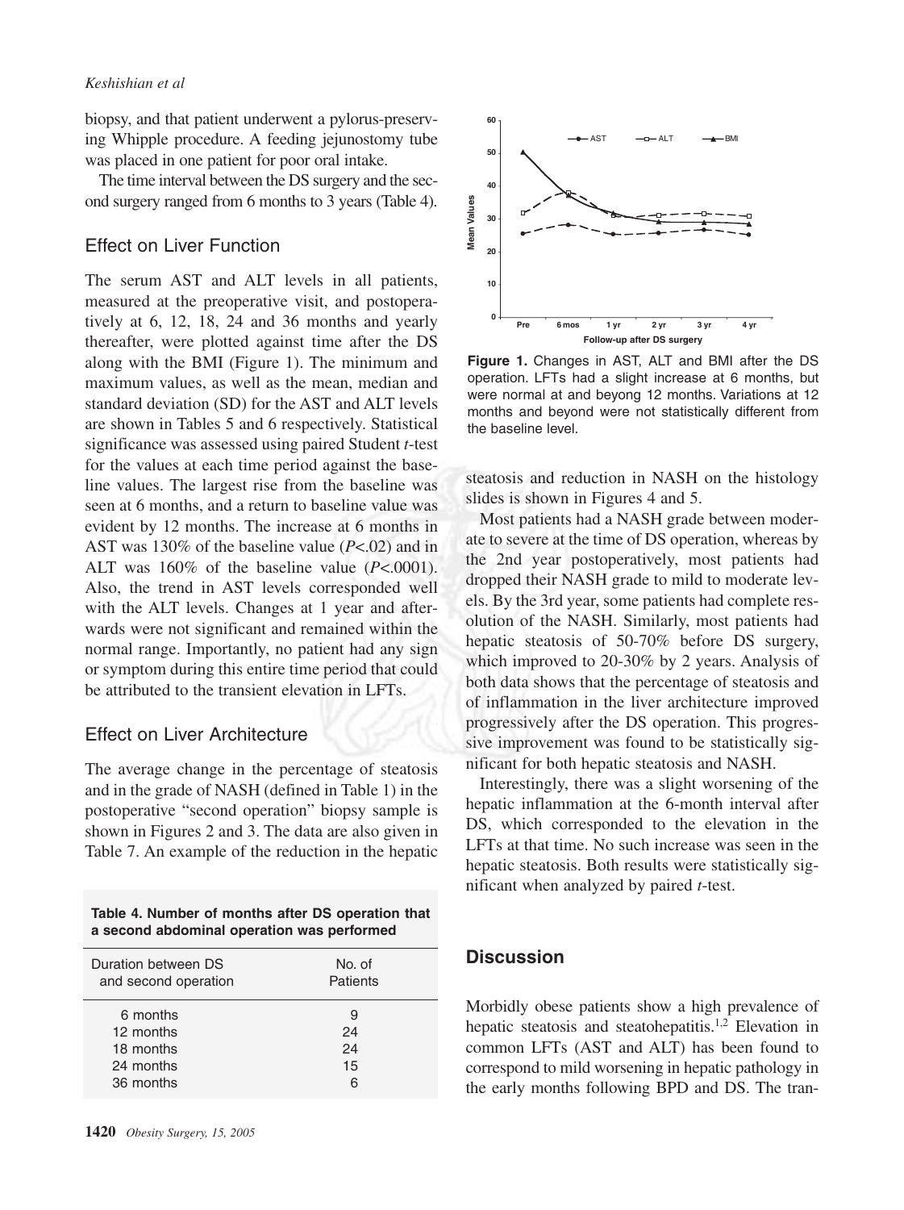biopsy, and that patient underwent a pylorus-preserving Whipple procedure. A feeding jejunostomy tube was placed in one patient for poor oral intake.

The time interval between the DS surgery and the second surgery ranged from 6 months to 3 years (Table 4).

## Effect on Liver Function

The serum AST and ALT levels in all patients, measured at the preoperative visit, and postoperatively at 6, 12, 18, 24 and 36 months and yearly thereafter, were plotted against time after the DS along with the BMI (Figure 1). The minimum and maximum values, as well as the mean, median and standard deviation (SD) for the AST and ALT levels are shown in Tables 5 and 6 respectively. Statistical significance was assessed using paired Student *t*-test for the values at each time period against the baseline values. The largest rise from the baseline was seen at 6 months, and a return to baseline value was evident by 12 months. The increase at 6 months in AST was 130% of the baseline value ($P<.02$) and in ALT was 160% of the baseline value ($P<.0001$). Also, the trend in AST levels corresponded well with the ALT levels. Changes at 1 year and afterwards were not significant and remained within the normal range. Importantly, no patient had any sign or symptom during this entire time period that could be attributed to the transient elevation in LFTs.

**Figure 1.** Changes in AST, ALT and BMI after the DS operation. LFTs had a slight increase at 6 months, but were normal at and beyong 12 months. Variations at 12 months and beyond were not statistically different from the baseline level.

## Effect on Liver Architecture

The average change in the percentage of steatosis and in the grade of NASH (defined in Table 1) in the postoperative "second operation" biopsy sample is shown in Figures 2 and 3. The data are also given in Table 7. An example of the reduction in the hepatic steatosis and reduction in NASH on the histology slides is shown in Figures 4 and 5.

Most patients had a NASH grade between moderate to severe at the time of DS operation, whereas by the 2nd year postoperatively, most patients had dropped their NASH grade to mild to moderate levels. By the 3rd year, some patients had complete resolution of the NASH. Similarly, most patients had hepatic steatosis of 50-70% before DS surgery, which improved to 20-30% by 2 years. Analysis of both data shows that the percentage of steatosis and of inflammation in the liver architecture improved progressively after the DS operation. This progressive improvement was found to be statistically significant for both hepatic steatosis and NASH.

Interestingly, there was a slight worsening of the hepatic inflammation at the 6-month interval after DS, which corresponded to the elevation in the LFTs at that time. No such increase was seen in the hepatic steatosis. Both results were statistically significant when analyzed by paired *t*-test.

**Table 4. Number of months after DS operation that a second abdominal operation was performed**

| Duration between DS and second operation | No. of Patients |
|---|---|
| 6 months | 9 |
| 12 months | 24 |
| 18 months | 24 |
| 24 months | 15 |
| 36 months | 6 |

## Discussion

Morbidly obese patients show a high prevalence of hepatic steatosis and steatohepatitis.[1,2] Elevation in common LFTs (AST and ALT) has been found to correspond to mild worsening in hepatic pathology in the early months following BPD and DS. The tran-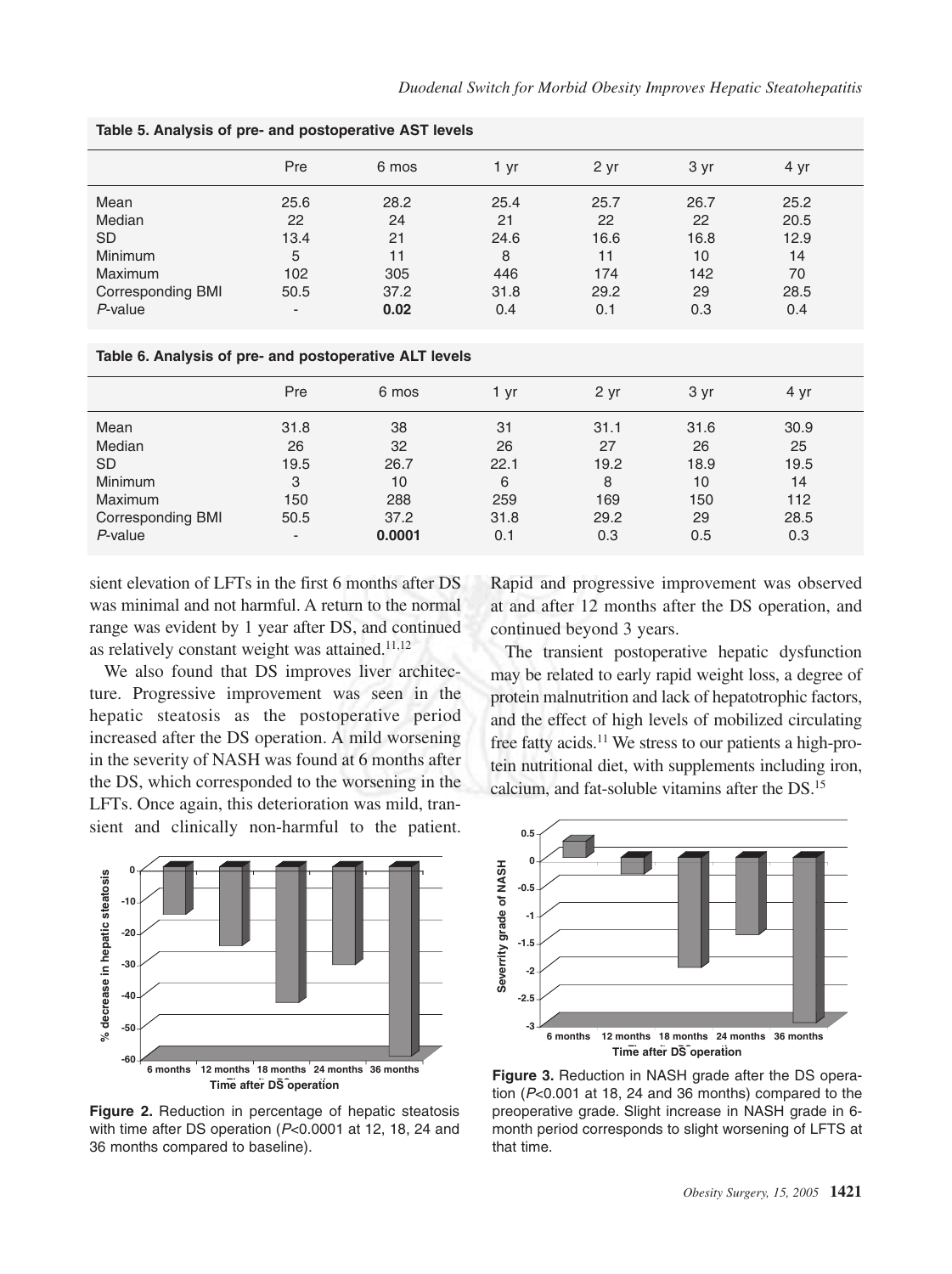**Table 5. Analysis of pre- and postoperative AST levels**

| | Pre | 6 mos | 1 yr | 2 yr | 3 yr | 4 yr |
|---|---|---|---|---|---|---|
| Mean | 25.6 | 28.2 | 25.4 | 25.7 | 26.7 | 25.2 |
| Median | 22 | 24 | 21 | 22 | 22 | 20.5 |
| SD | 13.4 | 21 | 24.6 | 16.6 | 16.8 | 12.9 |
| Minimum | 5 | 11 | 8 | 11 | 10 | 14 |
| Maximum | 102 | 305 | 446 | 174 | 142 | 70 |
| Corresponding BMI | 50.5 | 37.2 | 31.8 | 29.2 | 29 | 28.5 |
| *P*-value | - | **0.02** | 0.4 | 0.1 | 0.3 | 0.4 |

**Table 6. Analysis of pre- and postoperative ALT levels**

| | Pre | 6 mos | 1 yr | 2 yr | 3 yr | 4 yr |
|---|---|---|---|---|---|---|
| Mean | 31.8 | 38 | 31 | 31.1 | 31.6 | 30.9 |
| Median | 26 | 32 | 26 | 27 | 26 | 25 |
| SD | 19.5 | 26.7 | 22.1 | 19.2 | 18.9 | 19.5 |
| Minimum | 3 | 10 | 6 | 8 | 10 | 14 |
| Maximum | 150 | 288 | 259 | 169 | 150 | 112 |
| Corresponding BMI | 50.5 | 37.2 | 31.8 | 29.2 | 29 | 28.5 |
| *P*-value | - | **0.0001** | 0.1 | 0.3 | 0.5 | 0.3 |

sient elevation of LFTs in the first 6 months after DS was minimal and not harmful. A return to the normal range was evident by 1 year after DS, and continued as relatively constant weight was attained.[11,12]

We also found that DS improves liver architecture. Progressive improvement was seen in the hepatic steatosis as the postoperative period increased after the DS operation. A mild worsening in the severity of NASH was found at 6 months after the DS, which corresponded to the worsening in the LFTs. Once again, this deterioration was mild, transient and clinically non-harmful to the patient. Rapid and progressive improvement was observed at and after 12 months after the DS operation, and continued beyond 3 years.

The transient postoperative hepatic dysfunction may be related to early rapid weight loss, a degree of protein malnutrition and lack of hepatotrophic factors, and the effect of high levels of mobilized circulating free fatty acids.[11] We stress to our patients a high-protein nutritional diet, with supplements including iron, calcium, and fat-soluble vitamins after the DS.[15]

**Figure 2.** Reduction in percentage of hepatic steatosis with time after DS operation ($P<0.0001$ at 12, 18, 24 and 36 months compared to baseline).

**Figure 3.** Reduction in NASH grade after the DS operation ($P<0.001$ at 18, 24 and 36 months) compared to the preoperative grade. Slight increase in NASH grade in 6-month period corresponds to slight worsening of LFTS at that time.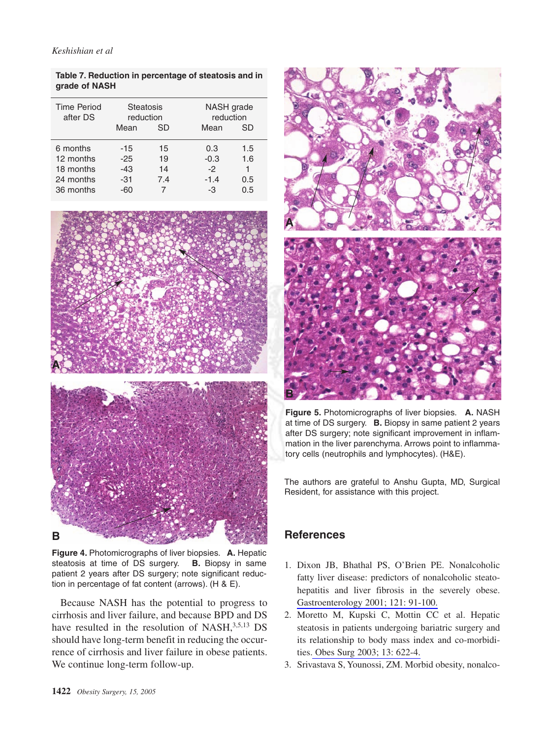**Table 7. Reduction in percentage of steatosis and in grade of NASH**

| Time Period after DS | Steatosis reduction | | NASH grade reduction | |
|---|---|---|---|---|
| | Mean | SD | Mean | SD |
| 6 months | -15 | 15 | 0.3 | 1.5 |
| 12 months | -25 | 19 | -0.3 | 1.6 |
| 18 months | -43 | 14 | -2 | 1 |
| 24 months | -31 | 7.4 | -1.4 | 0.5 |
| 36 months | -60 | 7 | -3 | 0.5 |

**Figure 4.** Photomicrographs of liver biopsies. **A.** Hepatic steatosis at time of DS surgery. **B.** Biopsy in same patient 2 years after DS surgery; note significant reduction in percentage of fat content (arrows). (H & E).

Because NASH has the potential to progress to cirrhosis and liver failure, and because BPD and DS have resulted in the resolution of NASH,[3,5,13] DS should have long-term benefit in reducing the occurrence of cirrhosis and liver failure in obese patients. We continue long-term follow-up.

**Figure 5.** Photomicrographs of liver biopsies. **A.** NASH at time of DS surgery. **B.** Biopsy in same patient 2 years after DS surgery; note significant improvement in inflammation in the liver parenchyma. Arrows point to inflammatory cells (neutrophils and lymphocytes). (H&E).

The authors are grateful to Anshu Gupta, MD, Surgical Resident, for assistance with this project.

## References

1. Dixon JB, Bhathal PS, O'Brien PE. Nonalcoholic fatty liver disease: predictors of nonalcoholic steatohepatitis and liver fibrosis in the severely obese. Gastroenterology 2001; 121: 91-100.
2. Moretto M, Kupski C, Mottin CC et al. Hepatic steatosis in patients undergoing bariatric surgery and its relationship to body mass index and co-morbidities. Obes Surg 2003; 13: 622-4.
3. Srivastava S, Younossi, ZM. Morbid obesity, nonalco-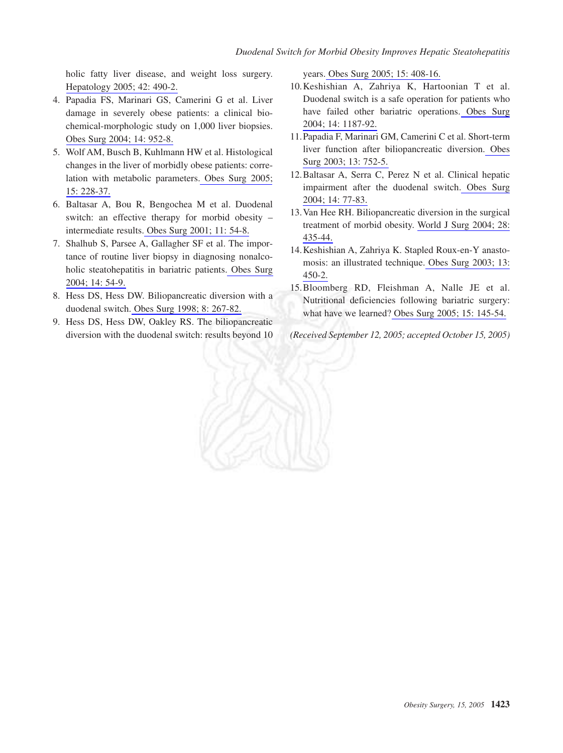holic fatty liver disease, and weight loss surgery. Hepatology 2005; 42: 490-2.

4. Papadia FS, Marinari GS, Camerini G et al. Liver damage in severely obese patients: a clinical biochemical-morphologic study on 1,000 liver biopsies. Obes Surg 2004; 14: 952-8.
5. Wolf AM, Busch B, Kuhlmann HW et al. Histological changes in the liver of morbidly obese patients: correlation with metabolic parameters. Obes Surg 2005; 15: 228-37.
6. Baltasar A, Bou R, Bengochea M et al. Duodenal switch: an effective therapy for morbid obesity – intermediate results. Obes Surg 2001; 11: 54-8.
7. Shalhub S, Parsee A, Gallagher SF et al. The importance of routine liver biopsy in diagnosing nonalcoholic steatohepatitis in bariatric patients. Obes Surg 2004; 14: 54-9.
8. Hess DS, Hess DW. Biliopancreatic diversion with a duodenal switch. Obes Surg 1998; 8: 267-82.
9. Hess DS, Hess DW, Oakley RS. The biliopancreatic diversion with the duodenal switch: results beyond 10 years. Obes Surg 2005; 15: 408-16.
10. Keshishian A, Zahriya K, Hartoonian T et al. Duodenal switch is a safe operation for patients who have failed other bariatric operations. Obes Surg 2004; 14: 1187-92.
11. Papadia F, Marinari GM, Camerini C et al. Short-term liver function after biliopancreatic diversion. Obes Surg 2003; 13: 752-5.
12. Baltasar A, Serra C, Perez N et al. Clinical hepatic impairment after the duodenal switch. Obes Surg 2004; 14: 77-83.
13. Van Hee RH. Biliopancreatic diversion in the surgical treatment of morbid obesity. World J Surg 2004; 28: 435-44.
14. Keshishian A, Zahriya K. Stapled Roux-en-Y anastomosis: an illustrated technique. Obes Surg 2003; 13: 450-2.
15. Bloomberg RD, Fleishman A, Nalle JE et al. Nutritional deficiencies following bariatric surgery: what have we learned? Obes Surg 2005; 15: 145-54.

*(Received September 12, 2005; accepted October 15, 2005)*